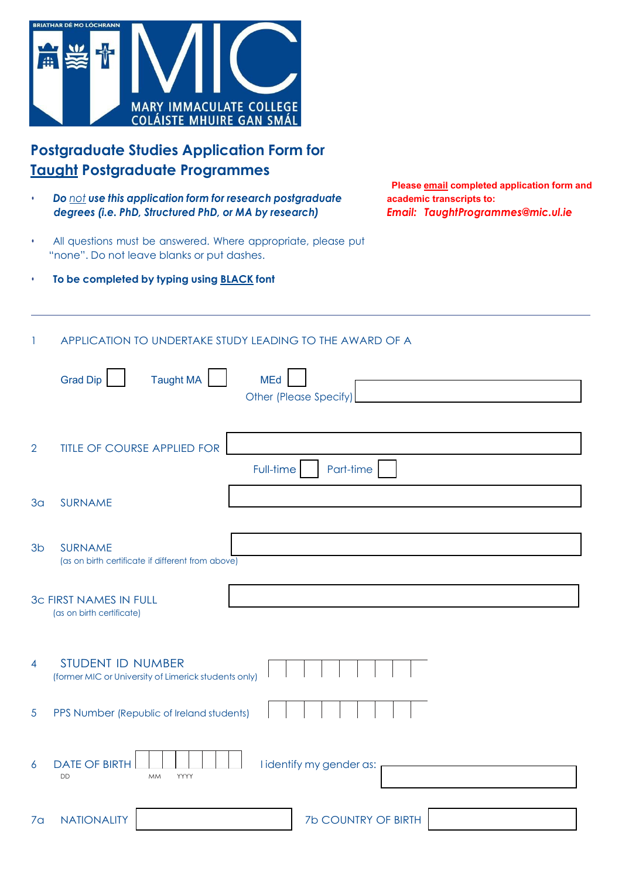BRIATHAR DÉ MO LÓCHRANN

MIC

MARY IMMACULATE COLLEGE
COLÁISTE MHUIRE GAN SMÁL

# Postgraduate Studies Application Form for <u>Taught</u> Postgraduate Programmes

- ***Do <u>not</u> use this application form for research postgraduate degrees (i.e. PhD, Structured PhD, or MA by research)***
- All questions must be answered. Where appropriate, please put "none". Do not leave blanks or put dashes.
- **To be completed by typing using <u>BLACK</u> font**

**Please <u>email</u> completed application form and academic transcripts to:**
***Email: TaughtProgrammes@mic.ul.ie***

---

1 APPLICATION TO UNDERTAKE STUDY LEADING TO THE AWARD OF A

Grad Dip ☐ Taught MA ☐ MEd ☐
Other (Please Specify) ____________________

2 TITLE OF COURSE APPLIED FOR ____________________

Full-time ☐ Part-time ☐

3a SURNAME ____________________

3b SURNAME ____________________
(as on birth certificate if different from above)

3c FIRST NAMES IN FULL ____________________
(as on birth certificate)

4 STUDENT ID NUMBER ☐☐☐☐☐☐☐☐☐
(former MIC or University of Limerick students only)

5 PPS Number (Republic of Ireland students) ☐☐☐☐☐☐☐☐☐

6 DATE OF BIRTH ☐☐ ☐☐ ☐☐☐☐
DD MM YYYY

I identify my gender as: ____________________

7a NATIONALITY ____________________ 7b COUNTRY OF BIRTH ____________________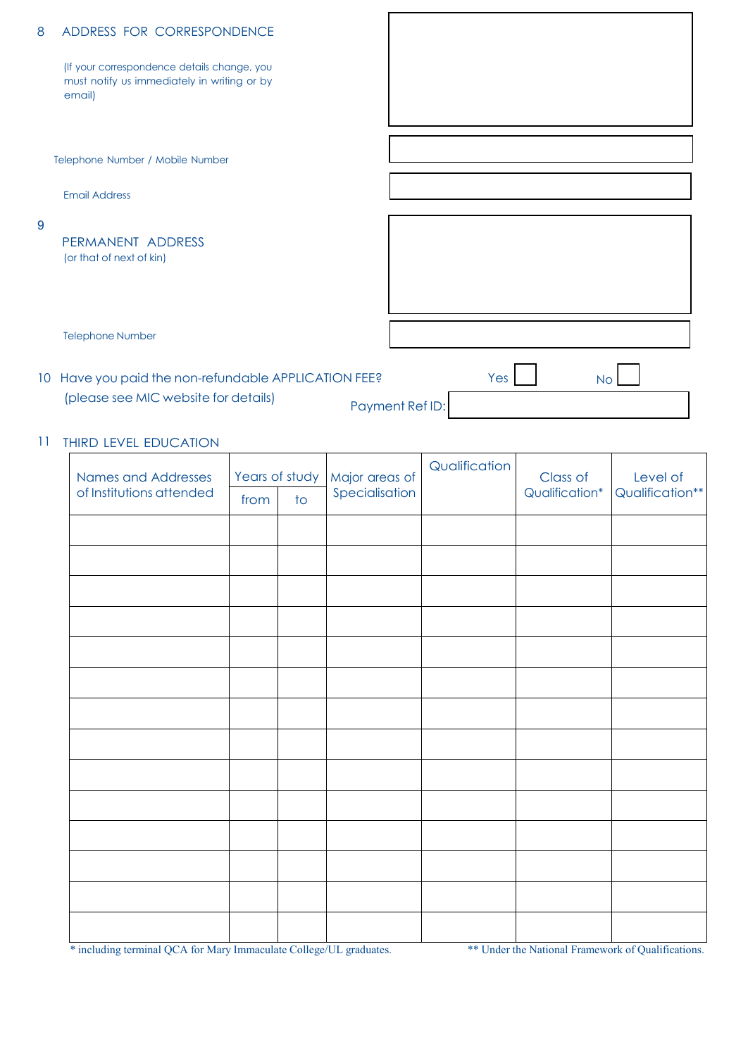## 8 ADDRESS FOR CORRESPONDENCE

(If your correspondence details change, you must notify us immediately in writing or by email)

Telephone Number / Mobile Number

Email Address

## 9 PERMANENT ADDRESS

(or that of next of kin)

Telephone Number

## 10 Have you paid the non-refundable APPLICATION FEE?

(please see MIC website for details)

Yes ☐ No ☐

Payment Ref ID:

## 11 THIRD LEVEL EDUCATION

| Names and Addresses of Institutions attended | Years of study | | Major areas of Specialisation | Qualification | Class of Qualification* | Level of Qualification** |
|---|---|---|---|---|---|---|
| | from | to | | | | |
| | | | | | | |
| | | | | | | |
| | | | | | | |
| | | | | | | |
| | | | | | | |
| | | | | | | |
| | | | | | | |
| | | | | | | |
| | | | | | | |
| | | | | | | |
| | | | | | | |
| | | | | | | |
| | | | | | | |
| | | | | | | |

* including terminal QCA for Mary Immaculate College/UL graduates.

** Under the National Framework of Qualifications.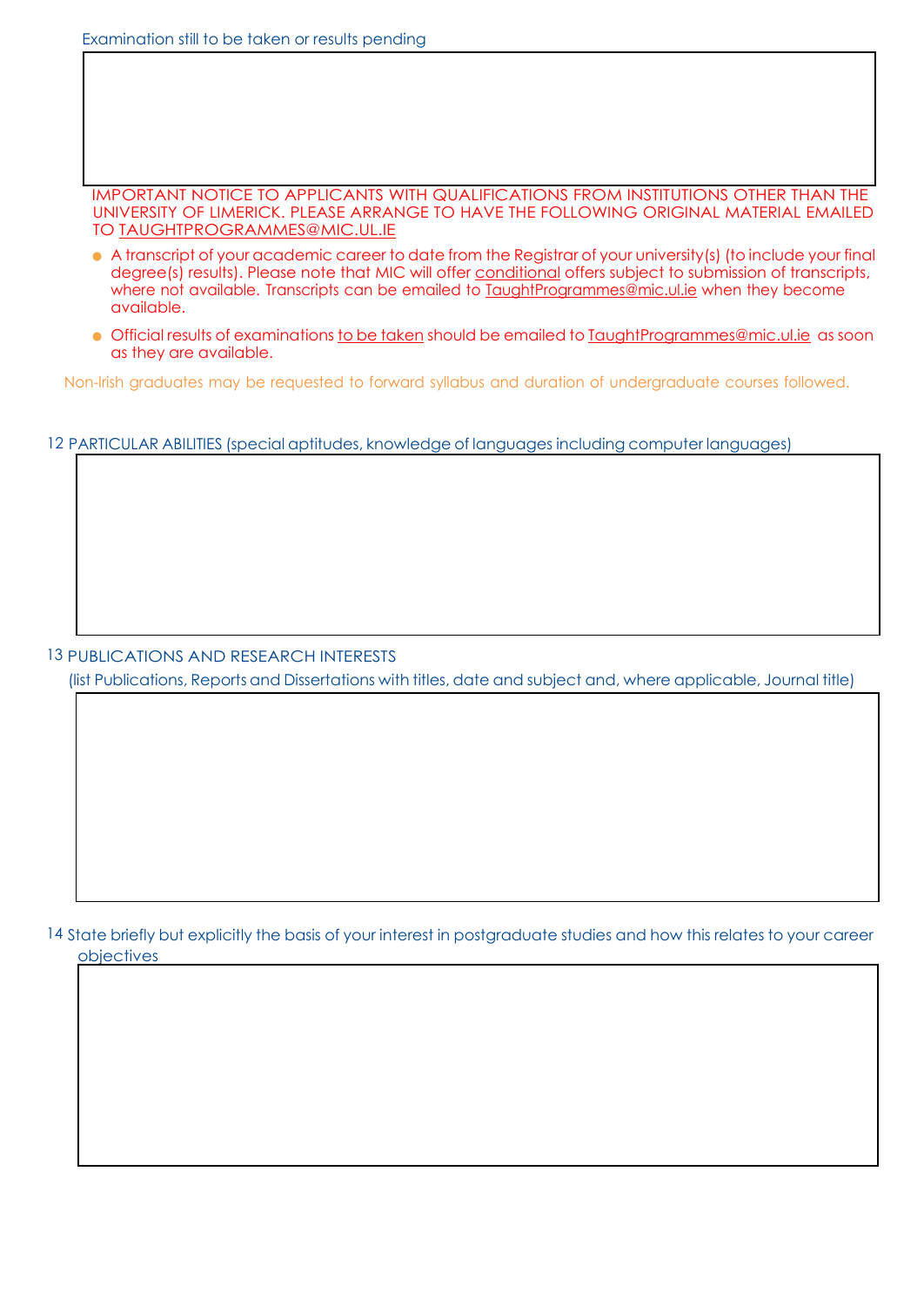Examination still to be taken or results pending

IMPORTANT NOTICE TO APPLICANTS WITH QUALIFICATIONS FROM INSTITUTIONS OTHER THAN THE UNIVERSITY OF LIMERICK. PLEASE ARRANGE TO HAVE THE FOLLOWING ORIGINAL MATERIAL EMAILED TO TAUGHTPROGRAMMES@MIC.UL.IE

- A transcript of your academic career to date from the Registrar of your university(s) (to include your final degree(s) results). Please note that MIC will offer conditional offers subject to submission of transcripts, where not available. Transcripts can be emailed to TaughtProgrammes@mic.ul.ie when they become available.
- Official results of examinations to be taken should be emailed to TaughtProgrammes@mic.ul.ie as soon as they are available.

Non-Irish graduates may be requested to forward syllabus and duration of undergraduate courses followed.

12 PARTICULAR ABILITIES (special aptitudes, knowledge of languages including computer languages)

13 PUBLICATIONS AND RESEARCH INTERESTS

(list Publications, Reports and Dissertations with titles, date and subject and, where applicable, Journal title)

14 State briefly but explicitly the basis of your interest in postgraduate studies and how this relates to your career objectives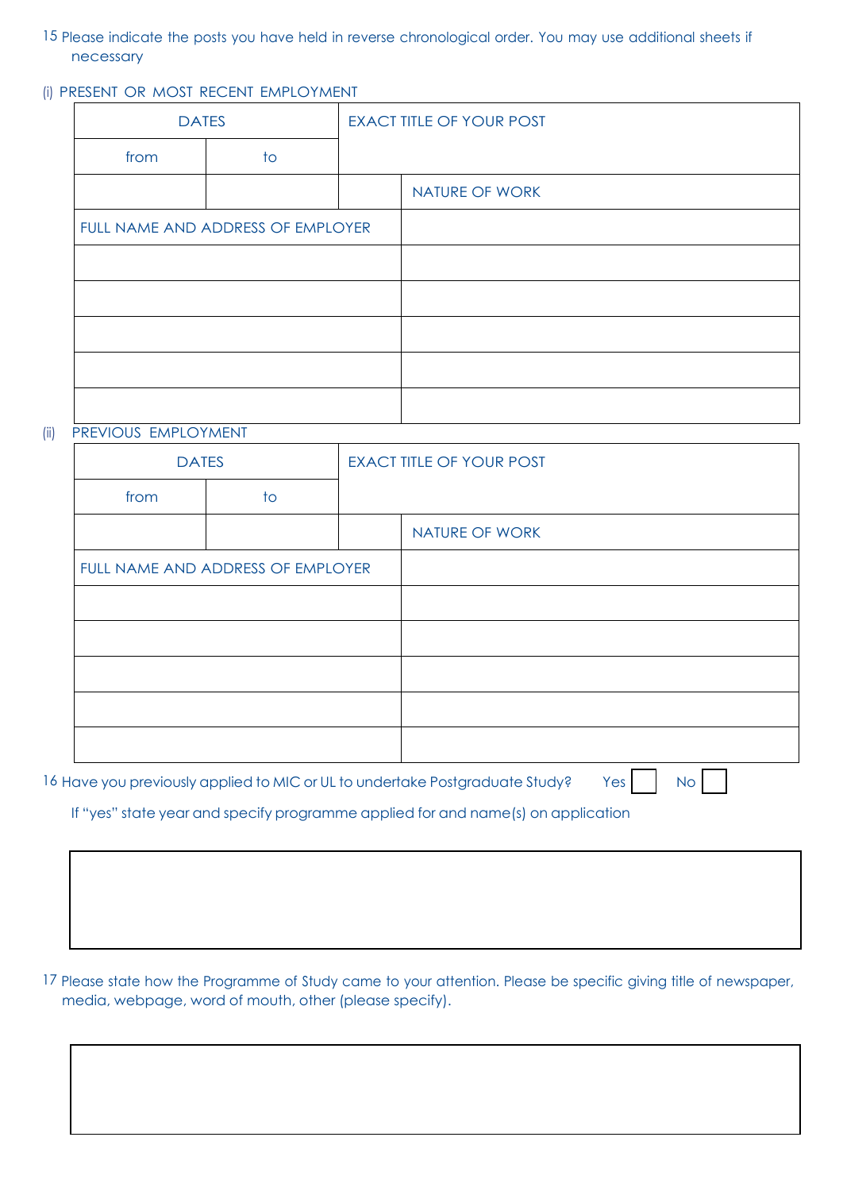15 Please indicate the posts you have held in reverse chronological order. You may use additional sheets if necessary

(i) PRESENT OR MOST RECENT EMPLOYMENT

| DATES | | EXACT TITLE OF YOUR POST | |
|---|---|---|---|
| from | to | | |
| | | | NATURE OF WORK |
| FULL NAME AND ADDRESS OF EMPLOYER | | | |
| | | | |
| | | | |
| | | | |
| | | | |
| | | | |

(ii) PREVIOUS EMPLOYMENT

| DATES | | EXACT TITLE OF YOUR POST | |
|---|---|---|---|
| from | to | | |
| | | | NATURE OF WORK |
| FULL NAME AND ADDRESS OF EMPLOYER | | | |
| | | | |
| | | | |
| | | | |
| | | | |
| | | | |

16 Have you previously applied to MIC or UL to undertake Postgraduate Study? Yes ☐ No ☐

If "yes" state year and specify programme applied for and name(s) on application

17 Please state how the Programme of Study came to your attention. Please be specific giving title of newspaper, media, webpage, word of mouth, other (please specify).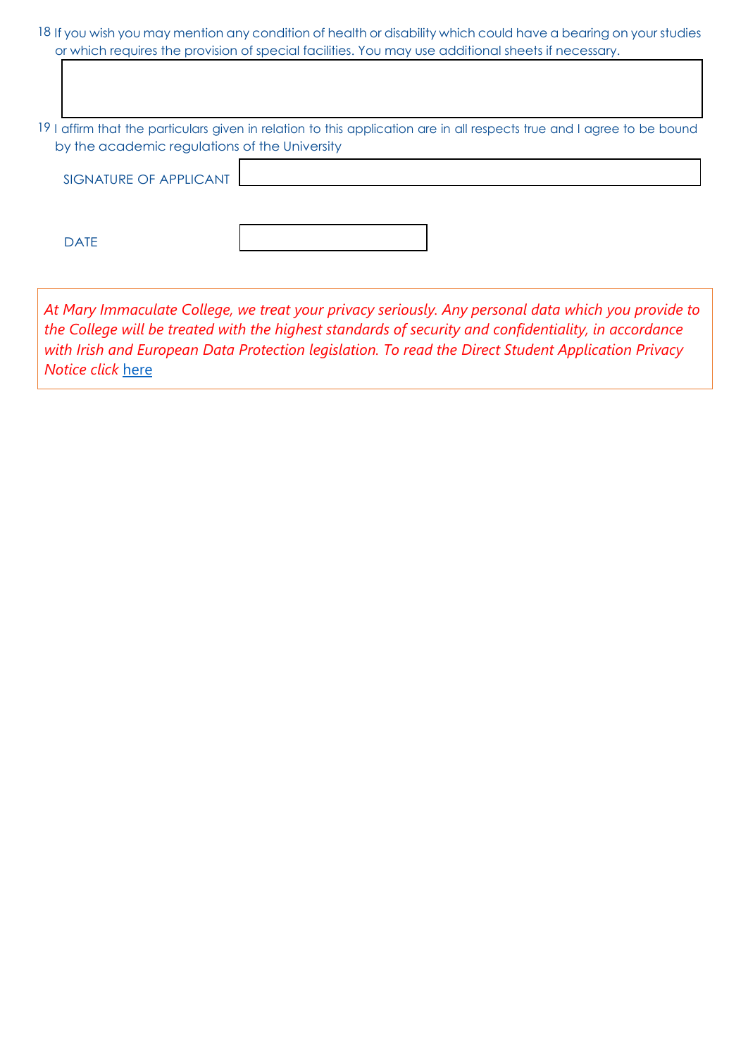18 If you wish you may mention any condition of health or disability which could have a bearing on your studies or which requires the provision of special facilities. You may use additional sheets if necessary.

| |
|---|
| |

19 I affirm that the particulars given in relation to this application are in all respects true and I agree to be bound by the academic regulations of the University

SIGNATURE OF APPLICANT

DATE

*At Mary Immaculate College, we treat your privacy seriously. Any personal data which you provide to the College will be treated with the highest standards of security and confidentiality, in accordance with Irish and European Data Protection legislation. To read the Direct Student Application Privacy Notice click* here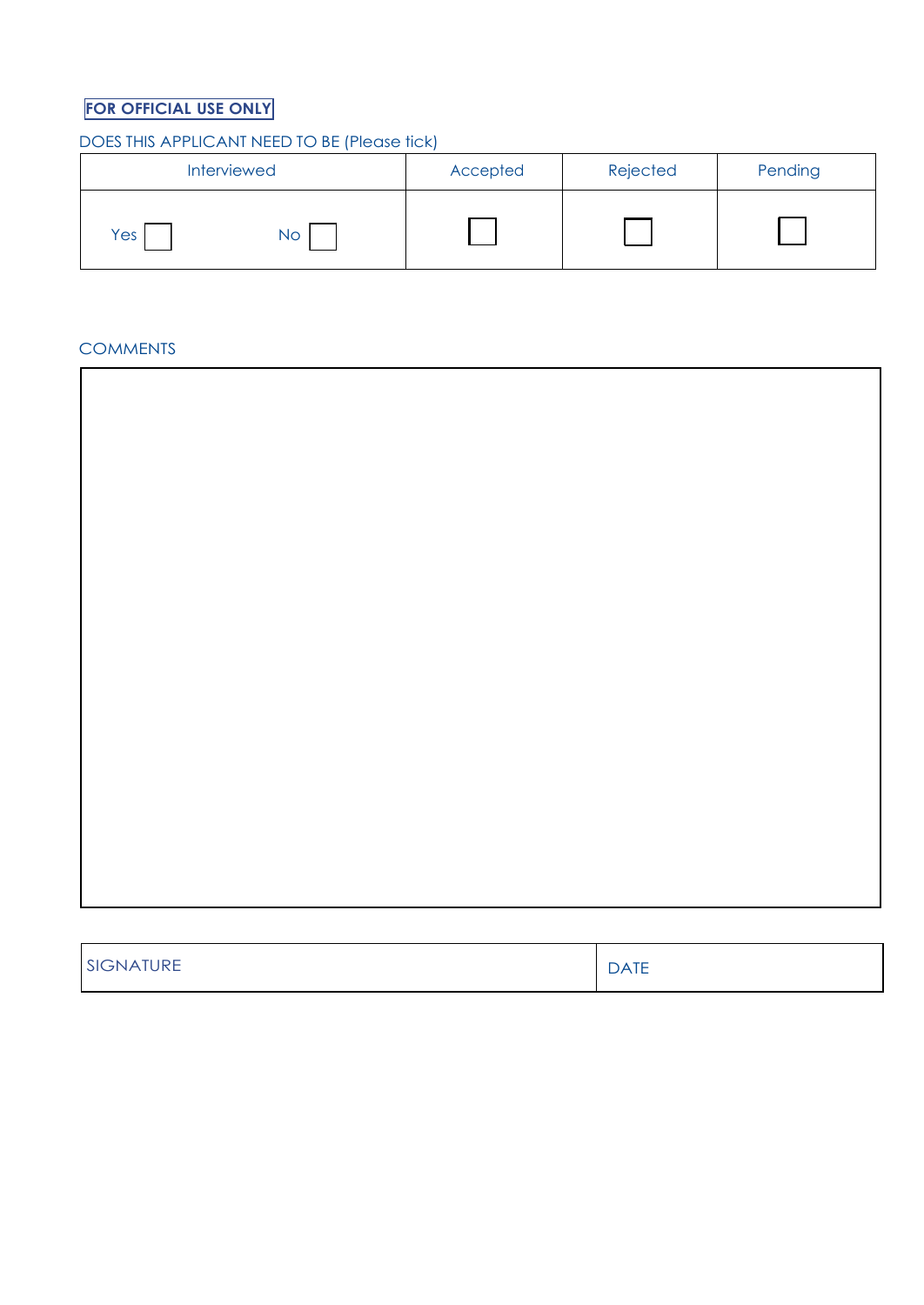**FOR OFFICIAL USE ONLY**

DOES THIS APPLICANT NEED TO BE (Please tick)

| Interviewed | Accepted | Rejected | Pending |
|---|---|---|---|
| Yes ☐ No ☐ | ☐ | ☐ | ☐ |

COMMENTS

| |
|---|
| |

| | |
|---|---|
| SIGNATURE | DATE |